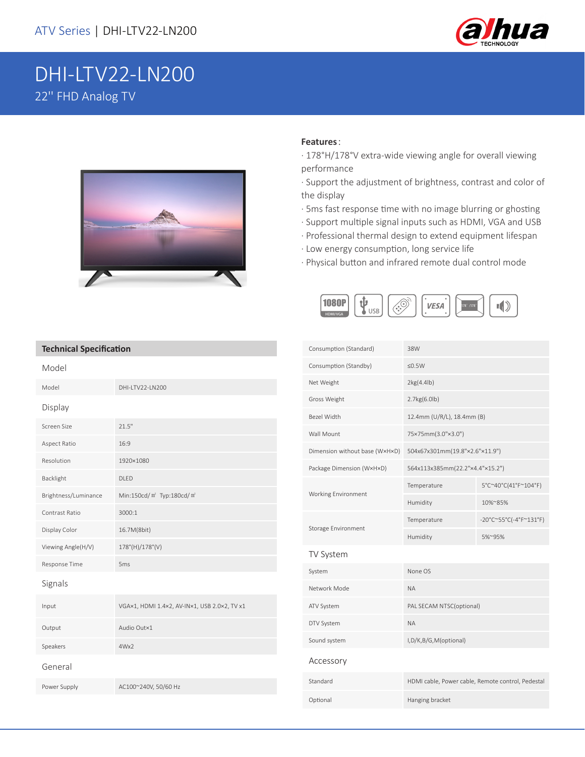ATV Series | DHI-LTV22-LN200

# DHI-LTV22-LN200

22'' FHD Analog TV

**Features**:

· 178°H/178°V extra-wide viewing angle for overall viewing performance
· Support the adjustment of brightness, contrast and color of the display
· 5ms fast response time with no image blurring or ghosting
· Support multiple signal inputs such as HDMI, VGA and USB
· Professional thermal design to extend equipment lifespan
· Low energy consumption, long service life
· Physical button and infrared remote dual control mode

## Technical Specification

### Model

| | |
|---|---|
| Model | DHI-LTV22-LN200 |

### Display

| | |
|---|---|
| Screen Size | 21.5" |
| Aspect Ratio | 16:9 |
| Resolution | 1920×1080 |
| Backlight | DLED |
| Brightness/Luminance | Min:150cd/㎡ Typ:180cd/㎡ |
| Contrast Ratio | 3000:1 |
| Display Color | 16.7M(8bit) |
| Viewing Angle(H/V) | 178°(H)/178°(V) |
| Response Time | 5ms |

### Signals

| | |
|---|---|
| Input | VGA×1, HDMI 1.4×2, AV-IN×1, USB 2.0×2, TV x1 |
| Output | Audio Out×1 |
| Speakers | 4Wx2 |

### General

| | | |
|---|---|---|
| Power Supply | AC100~240V, 50/60 Hz | |
| Consumption (Standard) | 38W | |
| Consumption (Standby) | ≤0.5W | |
| Net Weight | 2kg(4.4lb) | |
| Gross Weight | 2.7kg(6.0lb) | |
| Bezel Width | 12.4mm (U/R/L), 18.4mm (B) | |
| Wall Mount | 75×75mm(3.0"×3.0") | |
| Dimension without base (W×H×D) | 504x67x301mm(19.8"×2.6"×11.9") | |
| Package Dimension (W×H×D) | 564x113x385mm(22.2"×4.4"×15.2") | |
| Working Environment | Temperature | 5°C~40°C(41°F~104°F) |
| | Humidity | 10%~85% |
| Storage Environment | Temperature | -20°C~55°C(-4°F~131°F) |
| | Humidity | 5%~95% |

### TV System

| | |
|---|---|
| System | None OS |
| Network Mode | NA |
| ATV System | PAL SECAM NTSC(optional) |
| DTV System | NA |
| Sound system | I,D/K,B/G,M(optional) |

### Accessory

| | |
|---|---|
| Standard | HDMI cable, Power cable, Remote control, Pedestal |
| Optional | Hanging bracket |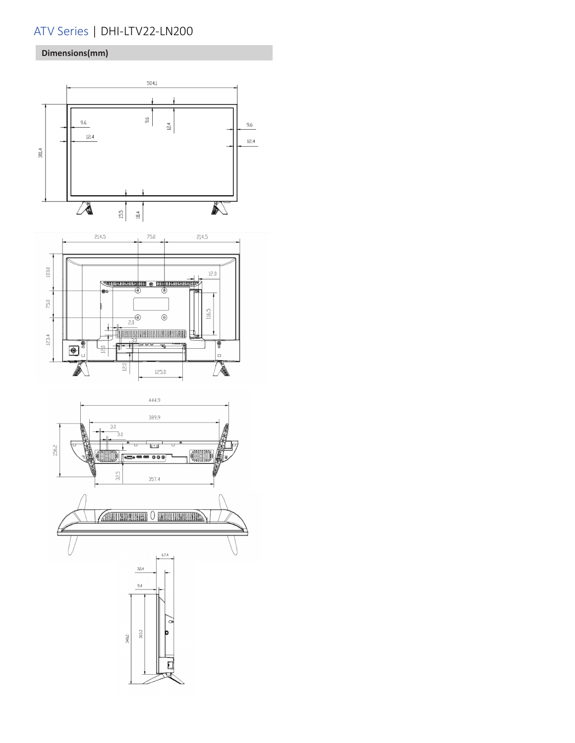ATV Series | DHI-LTV22-LN200

## Dimensions(mm)

504.1

9.6

12.4

9.6

12.4

9.6

12.4

301.4

15.5

18.4

214.5

75.0

214.5

12.0

103.0

75.0

116.5

2.0

123.4

3.0

12.0

12.0

125.0

444.9

389.9

3.0

3.0

156.2

32.5

357.4

67.4

32.4

9.4

340.2

303.3